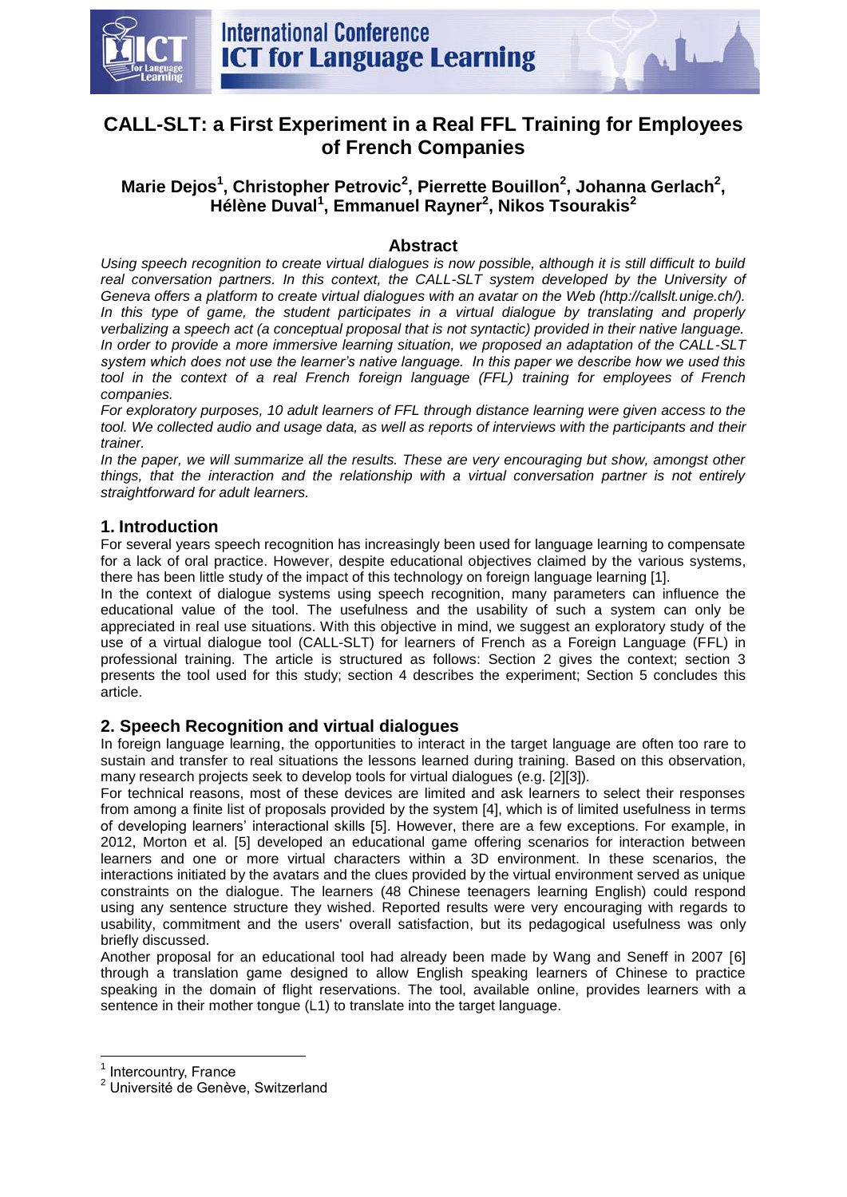# CALL-SLT: a First Experiment in a Real FFL Training for Employees of French Companies

**Marie Dejos[1], Christopher Petrovic[2], Pierrette Bouillon[2], Johanna Gerlach[2], Hélène Duval[1], Emmanuel Rayner[2], Nikos Tsourakis[2]**

## Abstract

*Using speech recognition to create virtual dialogues is now possible, although it is still difficult to build real conversation partners. In this context, the CALL-SLT system developed by the University of Geneva offers a platform to create virtual dialogues with an avatar on the Web (http://callslt.unige.ch/). In this type of game, the student participates in a virtual dialogue by translating and properly verbalizing a speech act (a conceptual proposal that is not syntactic) provided in their native language. In order to provide a more immersive learning situation, we proposed an adaptation of the CALL-SLT system which does not use the learner's native language. In this paper we describe how we used this tool in the context of a real French foreign language (FFL) training for employees of French companies.*

*For exploratory purposes, 10 adult learners of FFL through distance learning were given access to the tool. We collected audio and usage data, as well as reports of interviews with the participants and their trainer.*

*In the paper, we will summarize all the results. These are very encouraging but show, amongst other things, that the interaction and the relationship with a virtual conversation partner is not entirely straightforward for adult learners.*

## 1. Introduction

For several years speech recognition has increasingly been used for language learning to compensate for a lack of oral practice. However, despite educational objectives claimed by the various systems, there has been little study of the impact of this technology on foreign language learning [1].

In the context of dialogue systems using speech recognition, many parameters can influence the educational value of the tool. The usefulness and the usability of such a system can only be appreciated in real use situations. With this objective in mind, we suggest an exploratory study of the use of a virtual dialogue tool (CALL-SLT) for learners of French as a Foreign Language (FFL) in professional training. The article is structured as follows: Section 2 gives the context; section 3 presents the tool used for this study; section 4 describes the experiment; Section 5 concludes this article.

## 2. Speech Recognition and virtual dialogues

In foreign language learning, the opportunities to interact in the target language are often too rare to sustain and transfer to real situations the lessons learned during training. Based on this observation, many research projects seek to develop tools for virtual dialogues (e.g. [2][3]).

For technical reasons, most of these devices are limited and ask learners to select their responses from among a finite list of proposals provided by the system [4], which is of limited usefulness in terms of developing learners' interactional skills [5]. However, there are a few exceptions. For example, in 2012, Morton et al. [5] developed an educational game offering scenarios for interaction between learners and one or more virtual characters within a 3D environment. In these scenarios, the interactions initiated by the avatars and the clues provided by the virtual environment served as unique constraints on the dialogue. The learners (48 Chinese teenagers learning English) could respond using any sentence structure they wished. Reported results were very encouraging with regards to usability, commitment and the users' overall satisfaction, but its pedagogical usefulness was only briefly discussed.

Another proposal for an educational tool had already been made by Wang and Seneff in 2007 [6] through a translation game designed to allow English speaking learners of Chinese to practice speaking in the domain of flight reservations. The tool, available online, provides learners with a sentence in their mother tongue (L1) to translate into the target language.

---

[1] Intercountry, France

[2] Université de Genève, Switzerland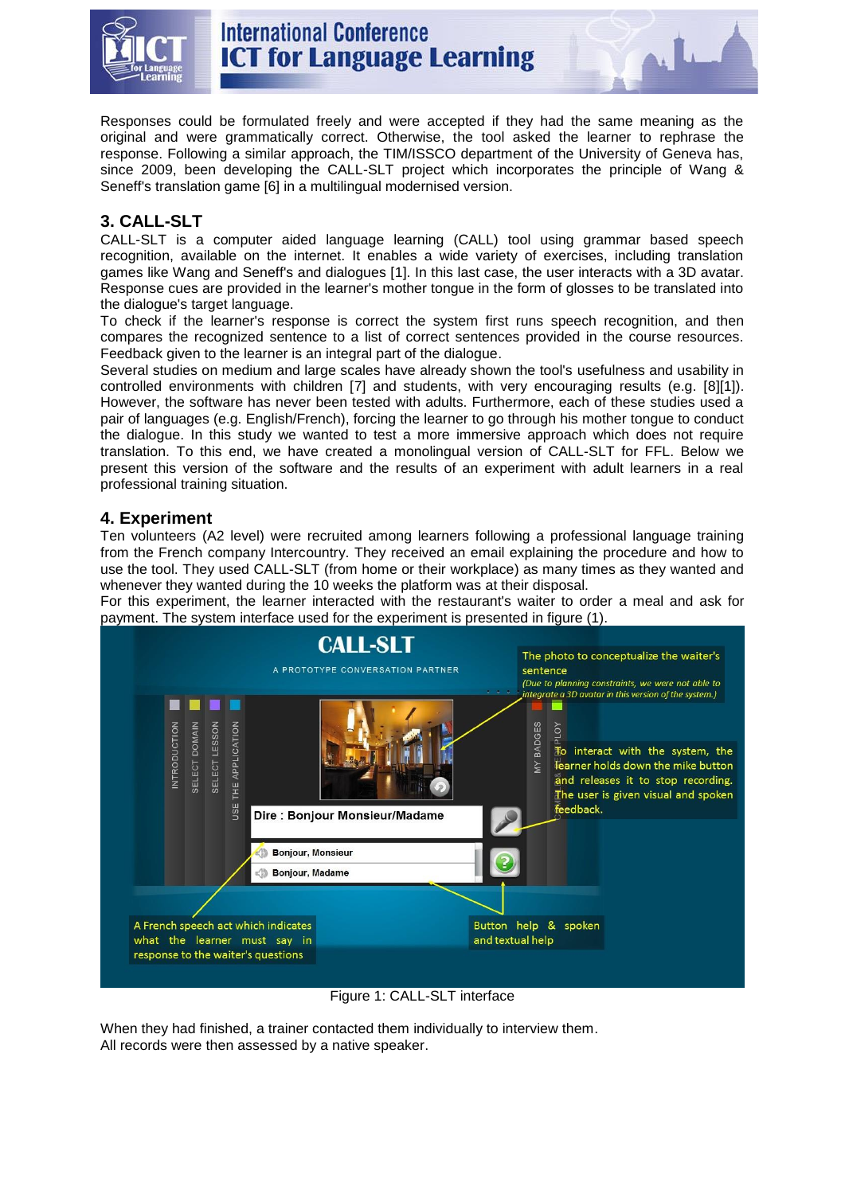Responses could be formulated freely and were accepted if they had the same meaning as the original and were grammatically correct. Otherwise, the tool asked the learner to rephrase the response. Following a similar approach, the TIM/ISSCO department of the University of Geneva has, since 2009, been developing the CALL-SLT project which incorporates the principle of Wang & Seneff's translation game [6] in a multilingual modernised version.

## 3. CALL-SLT

CALL-SLT is a computer aided language learning (CALL) tool using grammar based speech recognition, available on the internet. It enables a wide variety of exercises, including translation games like Wang and Seneff's and dialogues [1]. In this last case, the user interacts with a 3D avatar. Response cues are provided in the learner's mother tongue in the form of glosses to be translated into the dialogue's target language.

To check if the learner's response is correct the system first runs speech recognition, and then compares the recognized sentence to a list of correct sentences provided in the course resources. Feedback given to the learner is an integral part of the dialogue.

Several studies on medium and large scales have already shown the tool's usefulness and usability in controlled environments with children [7] and students, with very encouraging results (e.g. [8][1]). However, the software has never been tested with adults. Furthermore, each of these studies used a pair of languages (e.g. English/French), forcing the learner to go through his mother tongue to conduct the dialogue. In this study we wanted to test a more immersive approach which does not require translation. To this end, we have created a monolingual version of CALL-SLT for FFL. Below we present this version of the software and the results of an experiment with adult learners in a real professional training situation.

## 4. Experiment

Ten volunteers (A2 level) were recruited among learners following a professional language training from the French company Intercountry. They received an email explaining the procedure and how to use the tool. They used CALL-SLT (from home or their workplace) as many times as they wanted and whenever they wanted during the 10 weeks the platform was at their disposal.

For this experiment, the learner interacted with the restaurant's waiter to order a meal and ask for payment. The system interface used for the experiment is presented in figure (1).

Figure 1: CALL-SLT interface

When they had finished, a trainer contacted them individually to interview them.

All records were then assessed by a native speaker.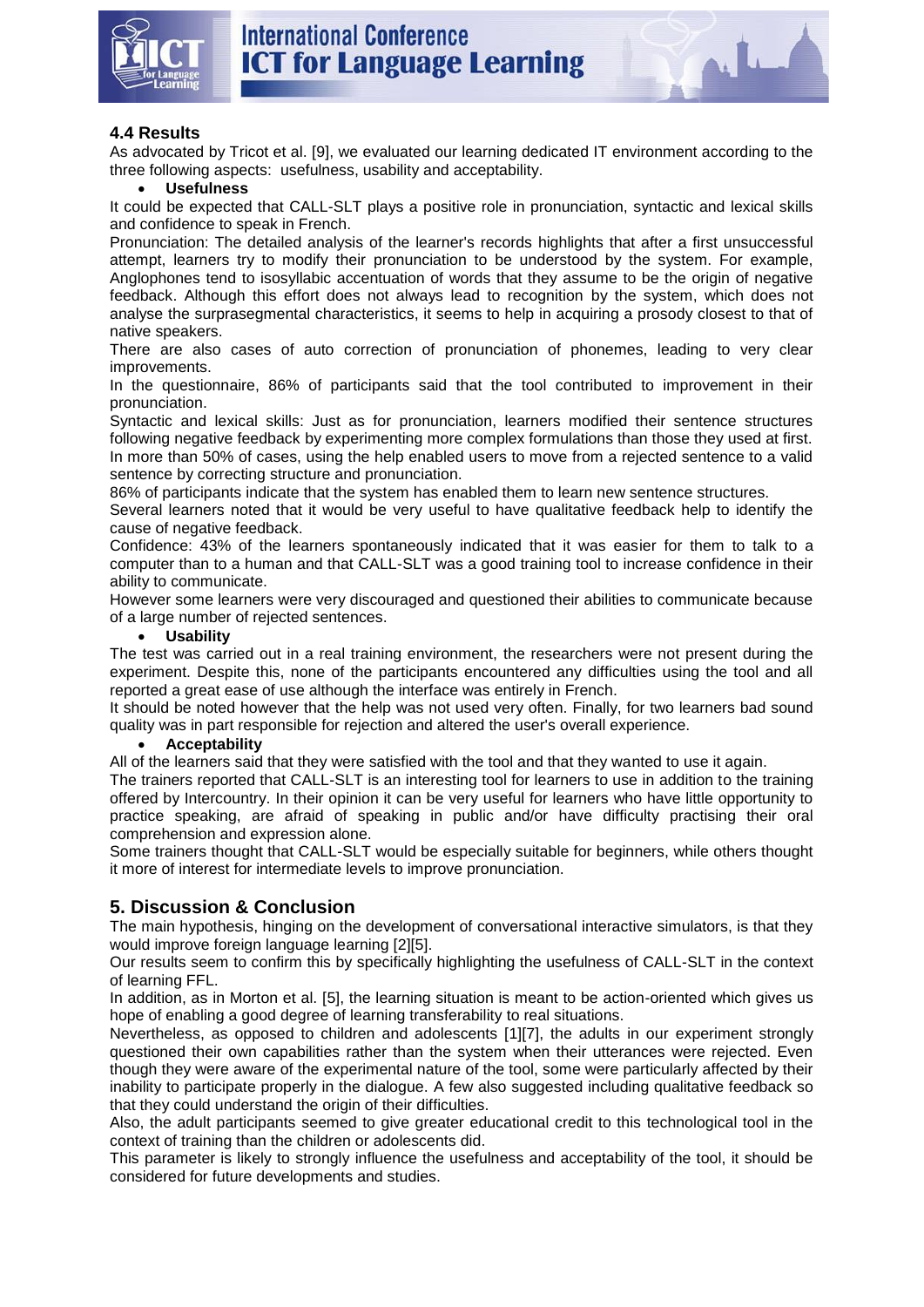### 4.4 Results

As advocated by Tricot et al. [9], we evaluated our learning dedicated IT environment according to the three following aspects: usefulness, usability and acceptability.

- **Usefulness**

It could be expected that CALL-SLT plays a positive role in pronunciation, syntactic and lexical skills and confidence to speak in French.

Pronunciation: The detailed analysis of the learner's records highlights that after a first unsuccessful attempt, learners try to modify their pronunciation to be understood by the system. For example, Anglophones tend to isosyllabic accentuation of words that they assume to be the origin of negative feedback. Although this effort does not always lead to recognition by the system, which does not analyse the surprasegmental characteristics, it seems to help in acquiring a prosody closest to that of native speakers.

There are also cases of auto correction of pronunciation of phonemes, leading to very clear improvements.

In the questionnaire, 86% of participants said that the tool contributed to improvement in their pronunciation.

Syntactic and lexical skills: Just as for pronunciation, learners modified their sentence structures following negative feedback by experimenting more complex formulations than those they used at first. In more than 50% of cases, using the help enabled users to move from a rejected sentence to a valid sentence by correcting structure and pronunciation.

86% of participants indicate that the system has enabled them to learn new sentence structures.

Several learners noted that it would be very useful to have qualitative feedback help to identify the cause of negative feedback.

Confidence: 43% of the learners spontaneously indicated that it was easier for them to talk to a computer than to a human and that CALL-SLT was a good training tool to increase confidence in their ability to communicate.

However some learners were very discouraged and questioned their abilities to communicate because of a large number of rejected sentences.

- **Usability**

The test was carried out in a real training environment, the researchers were not present during the experiment. Despite this, none of the participants encountered any difficulties using the tool and all reported a great ease of use although the interface was entirely in French.

It should be noted however that the help was not used very often. Finally, for two learners bad sound quality was in part responsible for rejection and altered the user's overall experience.

- **Acceptability**

All of the learners said that they were satisfied with the tool and that they wanted to use it again.

The trainers reported that CALL-SLT is an interesting tool for learners to use in addition to the training offered by Intercountry. In their opinion it can be very useful for learners who have little opportunity to practice speaking, are afraid of speaking in public and/or have difficulty practising their oral comprehension and expression alone.

Some trainers thought that CALL-SLT would be especially suitable for beginners, while others thought it more of interest for intermediate levels to improve pronunciation.

## 5. Discussion & Conclusion

The main hypothesis, hinging on the development of conversational interactive simulators, is that they would improve foreign language learning [2][5].

Our results seem to confirm this by specifically highlighting the usefulness of CALL-SLT in the context of learning FFL.

In addition, as in Morton et al. [5], the learning situation is meant to be action-oriented which gives us hope of enabling a good degree of learning transferability to real situations.

Nevertheless, as opposed to children and adolescents [1][7], the adults in our experiment strongly questioned their own capabilities rather than the system when their utterances were rejected. Even though they were aware of the experimental nature of the tool, some were particularly affected by their inability to participate properly in the dialogue. A few also suggested including qualitative feedback so that they could understand the origin of their difficulties.

Also, the adult participants seemed to give greater educational credit to this technological tool in the context of training than the children or adolescents did.

This parameter is likely to strongly influence the usefulness and acceptability of the tool, it should be considered for future developments and studies.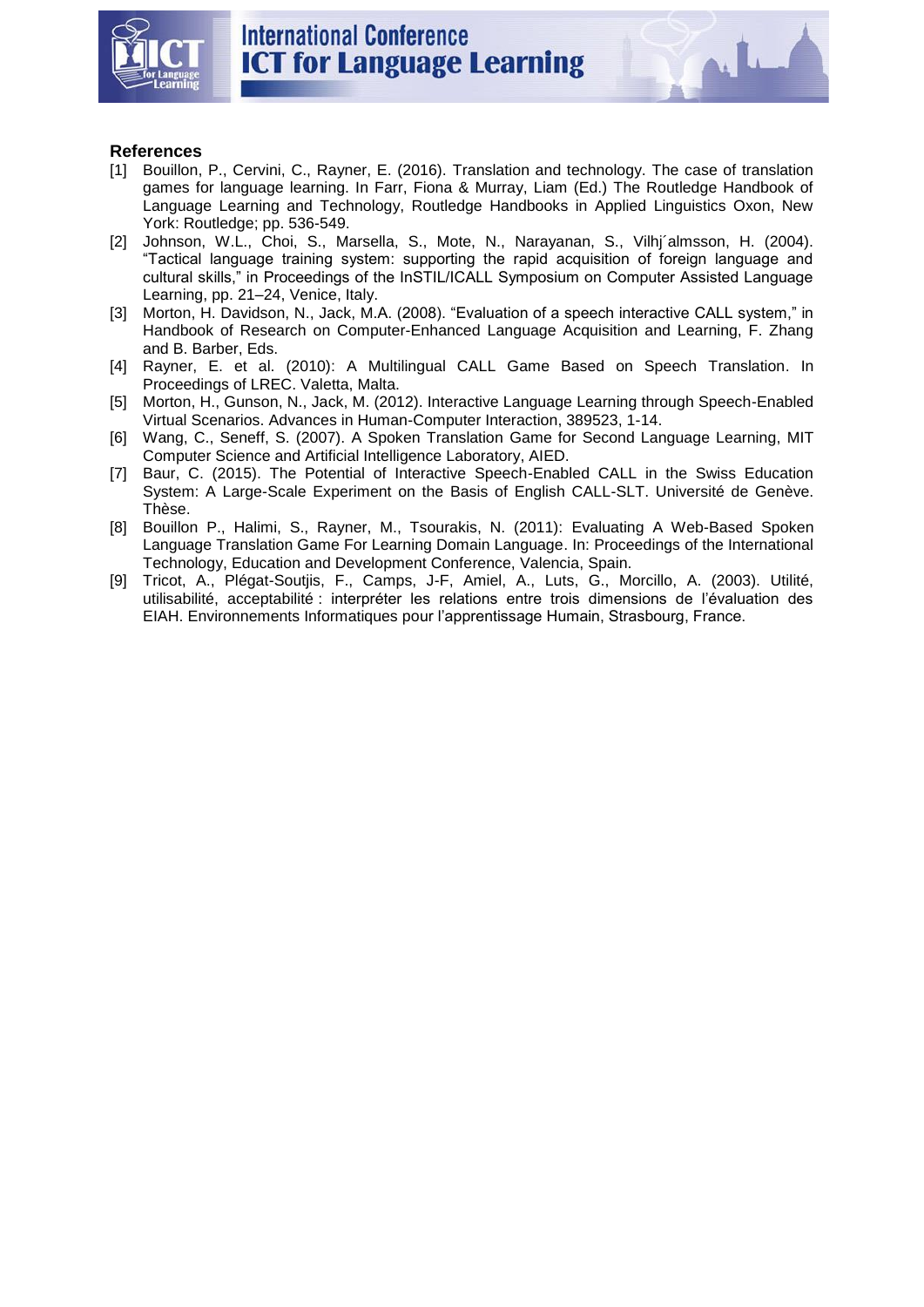## References

[1] Bouillon, P., Cervini, C., Rayner, E. (2016). Translation and technology. The case of translation games for language learning. In Farr, Fiona & Murray, Liam (Ed.) The Routledge Handbook of Language Learning and Technology, Routledge Handbooks in Applied Linguistics Oxon, New York: Routledge; pp. 536-549.

[2] Johnson, W.L., Choi, S., Marsella, S., Mote, N., Narayanan, S., Vilhj´almsson, H. (2004). "Tactical language training system: supporting the rapid acquisition of foreign language and cultural skills," in Proceedings of the InSTIL/ICALL Symposium on Computer Assisted Language Learning, pp. 21–24, Venice, Italy.

[3] Morton, H. Davidson, N., Jack, M.A. (2008). "Evaluation of a speech interactive CALL system," in Handbook of Research on Computer-Enhanced Language Acquisition and Learning, F. Zhang and B. Barber, Eds.

[4] Rayner, E. et al. (2010): A Multilingual CALL Game Based on Speech Translation. In Proceedings of LREC. Valetta, Malta.

[5] Morton, H., Gunson, N., Jack, M. (2012). Interactive Language Learning through Speech-Enabled Virtual Scenarios. Advances in Human-Computer Interaction, 389523, 1-14.

[6] Wang, C., Seneff, S. (2007). A Spoken Translation Game for Second Language Learning, MIT Computer Science and Artificial Intelligence Laboratory, AIED.

[7] Baur, C. (2015). The Potential of Interactive Speech-Enabled CALL in the Swiss Education System: A Large-Scale Experiment on the Basis of English CALL-SLT. Université de Genève. Thèse.

[8] Bouillon P., Halimi, S., Rayner, M., Tsourakis, N. (2011): Evaluating A Web-Based Spoken Language Translation Game For Learning Domain Language. In: Proceedings of the International Technology, Education and Development Conference, Valencia, Spain.

[9] Tricot, A., Plégat-Soutjis, F., Camps, J-F, Amiel, A., Luts, G., Morcillo, A. (2003). Utilité, utilisabilité, acceptabilité : interpréter les relations entre trois dimensions de l'évaluation des EIAH. Environnements Informatiques pour l'apprentissage Humain, Strasbourg, France.